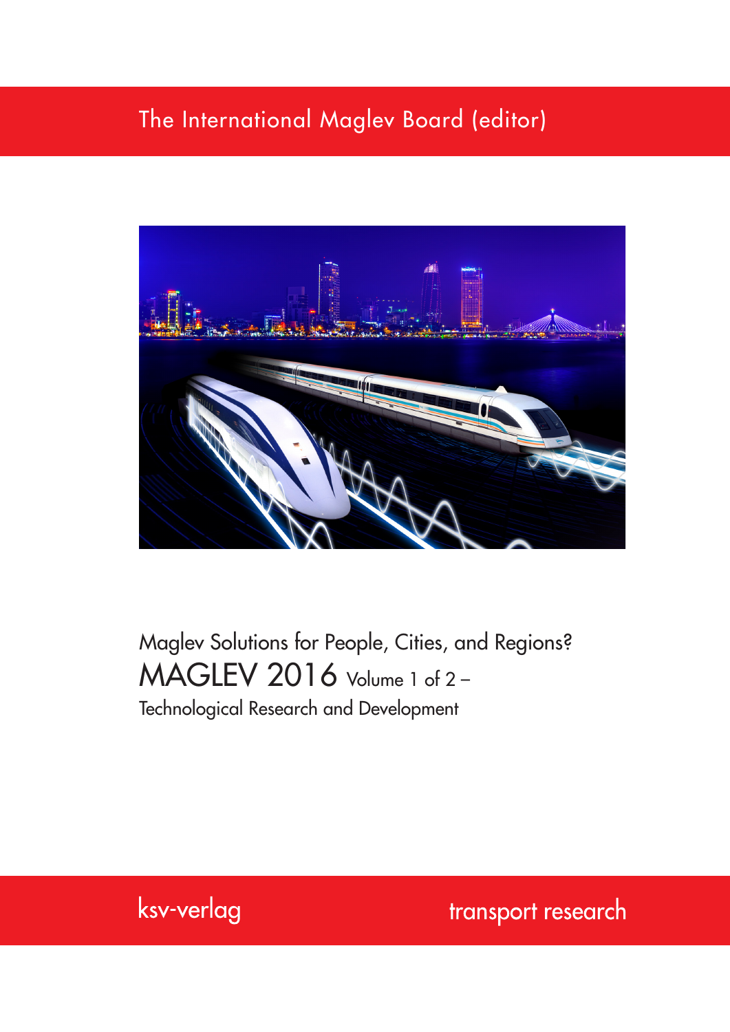The International Maglev Board (editor)

# Maglev Solutions for People, Cities, and Regions?

# MAGLEV 2016 Volume 1 of 2 –

## Technological Research and Development

ksv-verlag

transport research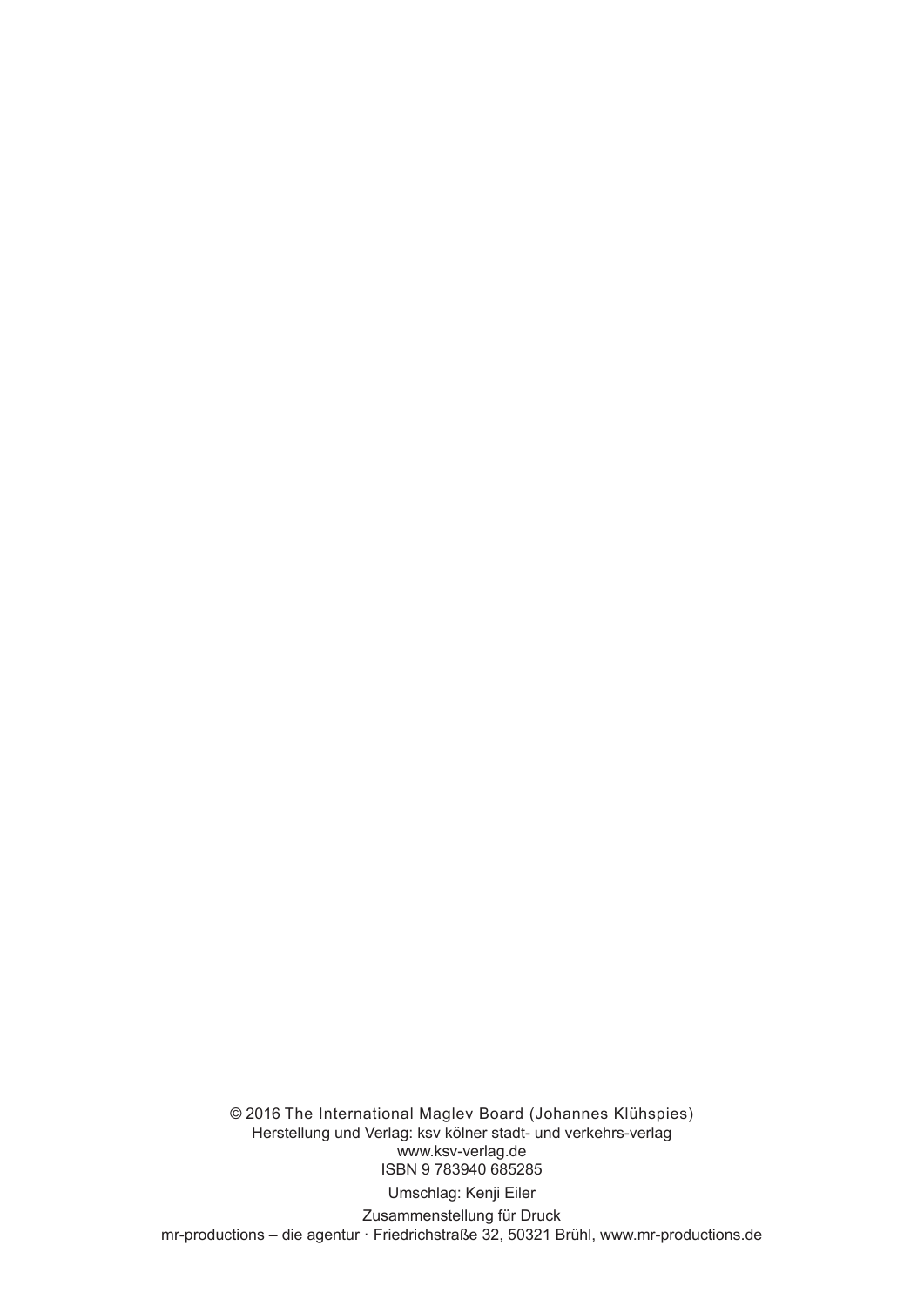© 2016 The International Maglev Board (Johannes Klühspies)
Herstellung und Verlag: ksv kölner stadt- und verkehrs-verlag
www.ksv-verlag.de
ISBN 9 783940 685285

Umschlag: Kenji Eiler

Zusammenstellung für Druck
mr-productions – die agentur · Friedrichstraße 32, 50321 Brühl, www.mr-productions.de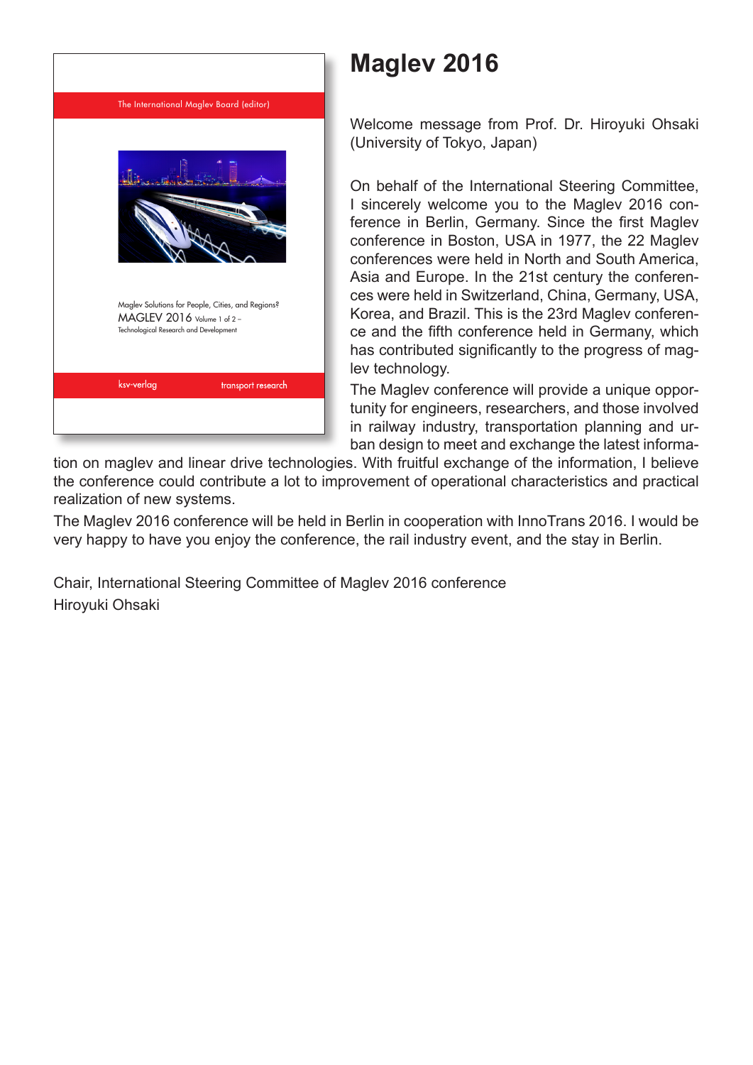# Maglev 2016

Welcome message from Prof. Dr. Hiroyuki Ohsaki (University of Tokyo, Japan)

On behalf of the International Steering Committee, I sincerely welcome you to the Maglev 2016 conference in Berlin, Germany. Since the first Maglev conference in Boston, USA in 1977, the 22 Maglev conferences were held in North and South America, Asia and Europe. In the 21st century the conferences were held in Switzerland, China, Germany, USA, Korea, and Brazil. This is the 23rd Maglev conference and the fifth conference held in Germany, which has contributed significantly to the progress of maglev technology.

The Maglev conference will provide a unique opportunity for engineers, researchers, and those involved in railway industry, transportation planning and urban design to meet and exchange the latest information on maglev and linear drive technologies. With fruitful exchange of the information, I believe the conference could contribute a lot to improvement of operational characteristics and practical realization of new systems.

The Maglev 2016 conference will be held in Berlin in cooperation with InnoTrans 2016. I would be very happy to have you enjoy the conference, the rail industry event, and the stay in Berlin.

Chair, International Steering Committee of Maglev 2016 conference
Hiroyuki Ohsaki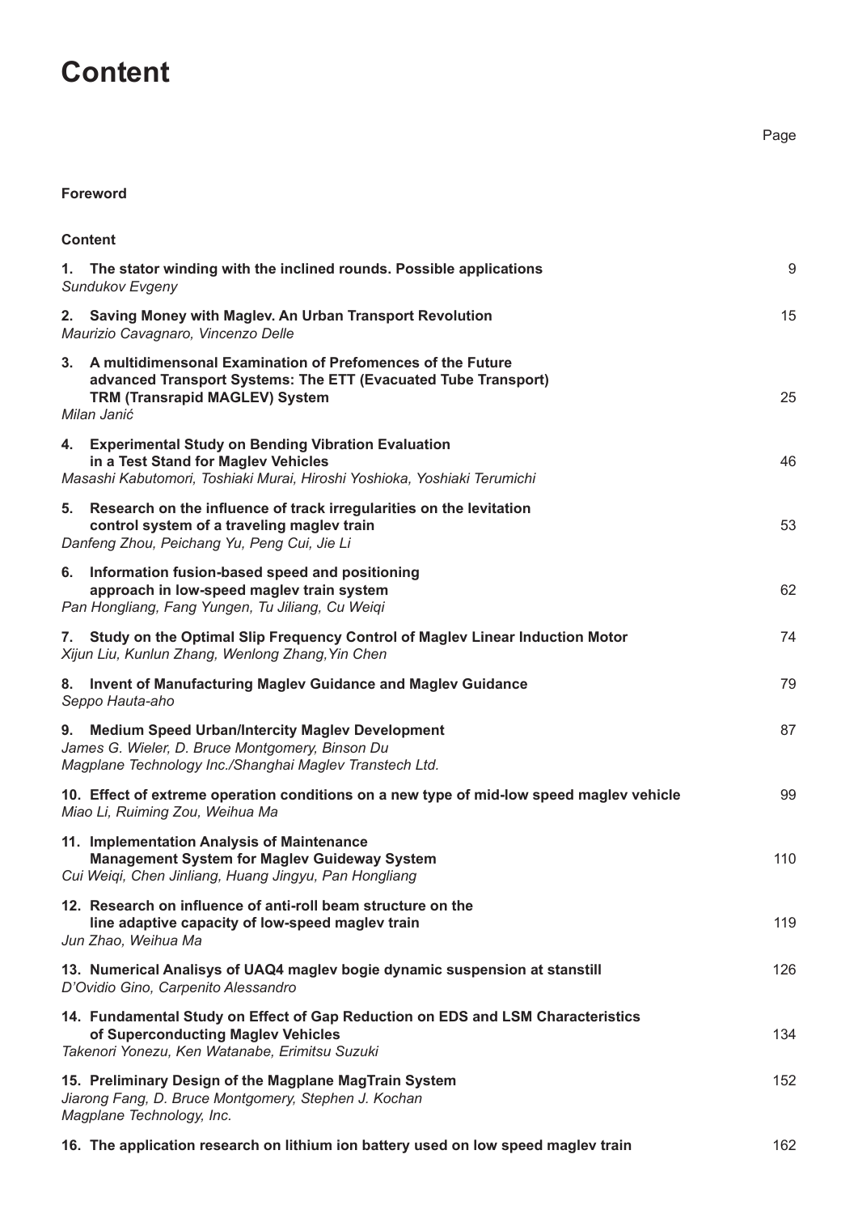# Content

Page

**Foreword**

**Content**

| | Page |
|---|---|
| **1. The stator winding with the inclined rounds. Possible applications**<br>*Sundukov Evgeny* | 9 |
| **2. Saving Money with Maglev. An Urban Transport Revolution**<br>*Maurizio Cavagnaro, Vincenzo Delle* | 15 |
| **3. A multidimensonal Examination of Prefomences of the Future advanced Transport Systems: The ETT (Evacuated Tube Transport) TRM (Transrapid MAGLEV) System**<br>*Milan Janić* | 25 |
| **4. Experimental Study on Bending Vibration Evaluation in a Test Stand for Maglev Vehicles**<br>*Masashi Kabutomori, Toshiaki Murai, Hiroshi Yoshioka, Yoshiaki Terumichi* | 46 |
| **5. Research on the influence of track irregularities on the levitation control system of a traveling maglev train**<br>*Danfeng Zhou, Peichang Yu, Peng Cui, Jie Li* | 53 |
| **6. Information fusion-based speed and positioning approach in low-speed maglev train system**<br>*Pan Hongliang, Fang Yungen, Tu Jiliang, Cu Weiqi* | 62 |
| **7. Study on the Optimal Slip Frequency Control of Maglev Linear Induction Motor**<br>*Xijun Liu, Kunlun Zhang, Wenlong Zhang,Yin Chen* | 74 |
| **8. Invent of Manufacturing Maglev Guidance and Maglev Guidance**<br>*Seppo Hauta-aho* | 79 |
| **9. Medium Speed Urban/Intercity Maglev Development**<br>*James G. Wieler, D. Bruce Montgomery, Binson Du*<br>*Magplane Technology Inc./Shanghai Maglev Transtech Ltd.* | 87 |
| **10. Effect of extreme operation conditions on a new type of mid-low speed maglev vehicle**<br>*Miao Li, Ruiming Zou, Weihua Ma* | 99 |
| **11. Implementation Analysis of Maintenance Management System for Maglev Guideway System**<br>*Cui Weiqi, Chen Jinliang, Huang Jingyu, Pan Hongliang* | 110 |
| **12. Research on influence of anti-roll beam structure on the line adaptive capacity of low-speed maglev train**<br>*Jun Zhao, Weihua Ma* | 119 |
| **13. Numerical Analisys of UAQ4 maglev bogie dynamic suspension at stanstill**<br>*D'Ovidio Gino, Carpenito Alessandro* | 126 |
| **14. Fundamental Study on Effect of Gap Reduction on EDS and LSM Characteristics of Superconducting Maglev Vehicles**<br>*Takenori Yonezu, Ken Watanabe, Erimitsu Suzuki* | 134 |
| **15. Preliminary Design of the Magplane MagTrain System**<br>*Jiarong Fang, D. Bruce Montgomery, Stephen J. Kochan*<br>*Magplane Technology, Inc.* | 152 |
| **16. The application research on lithium ion battery used on low speed maglev train** | 162 |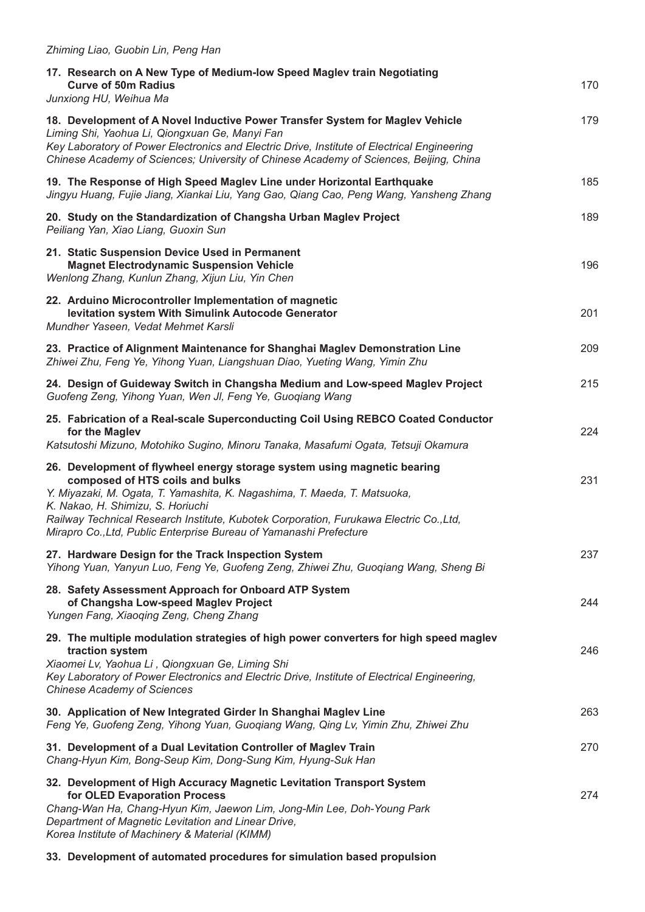*Zhiming Liao, Guobin Lin, Peng Han*

**17. Research on A New Type of Medium-low Speed Maglev train Negotiating Curve of 50m Radius** 170
*Junxiong HU, Weihua Ma*

**18. Development of A Novel Inductive Power Transfer System for Maglev Vehicle** 179
*Liming Shi, Yaohua Li, Qiongxuan Ge, Manyi Fan*
*Key Laboratory of Power Electronics and Electric Drive, Institute of Electrical Engineering Chinese Academy of Sciences; University of Chinese Academy of Sciences, Beijing, China*

**19. The Response of High Speed Maglev Line under Horizontal Earthquake** 185
*Jingyu Huang, Fujie Jiang, Xiankai Liu, Yang Gao, Qiang Cao, Peng Wang, Yansheng Zhang*

**20. Study on the Standardization of Changsha Urban Maglev Project** 189
*Peiliang Yan, Xiao Liang, Guoxin Sun*

**21. Static Suspension Device Used in Permanent Magnet Electrodynamic Suspension Vehicle** 196
*Wenlong Zhang, Kunlun Zhang, Xijun Liu, Yin Chen*

**22. Arduino Microcontroller Implementation of magnetic levitation system With Simulink Autocode Generator** 201
*Mundher Yaseen, Vedat Mehmet Karsli*

**23. Practice of Alignment Maintenance for Shanghai Maglev Demonstration Line** 209
*Zhiwei Zhu, Feng Ye, Yihong Yuan, Liangshuan Diao, Yueting Wang, Yimin Zhu*

**24. Design of Guideway Switch in Changsha Medium and Low-speed Maglev Project** 215
*Guofeng Zeng, Yihong Yuan, Wen JI, Feng Ye, Guoqiang Wang*

**25. Fabrication of a Real-scale Superconducting Coil Using REBCO Coated Conductor for the Maglev** 224
*Katsutoshi Mizuno, Motohiko Sugino, Minoru Tanaka, Masafumi Ogata, Tetsuji Okamura*

**26. Development of flywheel energy storage system using magnetic bearing composed of HTS coils and bulks** 231
*Y. Miyazaki, M. Ogata, T. Yamashita, K. Nagashima, T. Maeda, T. Matsuoka, K. Nakao, H. Shimizu, S. Horiuchi*
*Railway Technical Research Institute, Kubotek Corporation, Furukawa Electric Co.,Ltd, Mirapro Co.,Ltd, Public Enterprise Bureau of Yamanashi Prefecture*

**27. Hardware Design for the Track Inspection System** 237
*Yihong Yuan, Yanyun Luo, Feng Ye, Guofeng Zeng, Zhiwei Zhu, Guoqiang Wang, Sheng Bi*

**28. Safety Assessment Approach for Onboard ATP System of Changsha Low-speed Maglev Project** 244
*Yungen Fang, Xiaoqing Zeng, Cheng Zhang*

**29. The multiple modulation strategies of high power converters for high speed maglev traction system** 246
*Xiaomei Lv, Yaohua Li , Qiongxuan Ge, Liming Shi*
*Key Laboratory of Power Electronics and Electric Drive, Institute of Electrical Engineering, Chinese Academy of Sciences*

**30. Application of New Integrated Girder In Shanghai Maglev Line** 263
*Feng Ye, Guofeng Zeng, Yihong Yuan, Guoqiang Wang, Qing Lv, Yimin Zhu, Zhiwei Zhu*

**31. Development of a Dual Levitation Controller of Maglev Train** 270
*Chang-Hyun Kim, Bong-Seup Kim, Dong-Sung Kim, Hyung-Suk Han*

**32. Development of High Accuracy Magnetic Levitation Transport System for OLED Evaporation Process** 274
*Chang-Wan Ha, Chang-Hyun Kim, Jaewon Lim, Jong-Min Lee, Doh-Young Park*
*Department of Magnetic Levitation and Linear Drive, Korea Institute of Machinery & Material (KIMM)*

**33. Development of automated procedures for simulation based propulsion**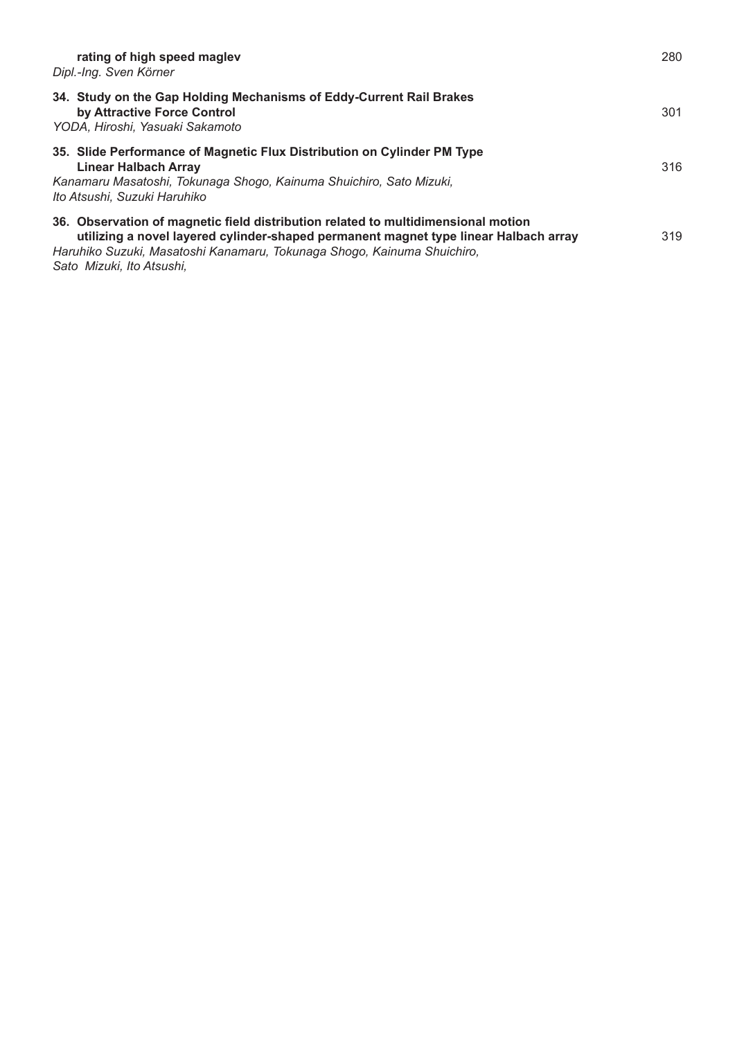**rating of high speed maglev** 280
*Dipl.-Ing. Sven Körner*

**34. Study on the Gap Holding Mechanisms of Eddy-Current Rail Brakes by Attractive Force Control** 301
*YODA, Hiroshi, Yasuaki Sakamoto*

**35. Slide Performance of Magnetic Flux Distribution on Cylinder PM Type Linear Halbach Array** 316
*Kanamaru Masatoshi, Tokunaga Shogo, Kainuma Shuichiro, Sato Mizuki, Ito Atsushi, Suzuki Haruhiko*

**36. Observation of magnetic field distribution related to multidimensional motion utilizing a novel layered cylinder-shaped permanent magnet type linear Halbach array** 319
*Haruhiko Suzuki, Masatoshi Kanamaru, Tokunaga Shogo, Kainuma Shuichiro, Sato Mizuki, Ito Atsushi,*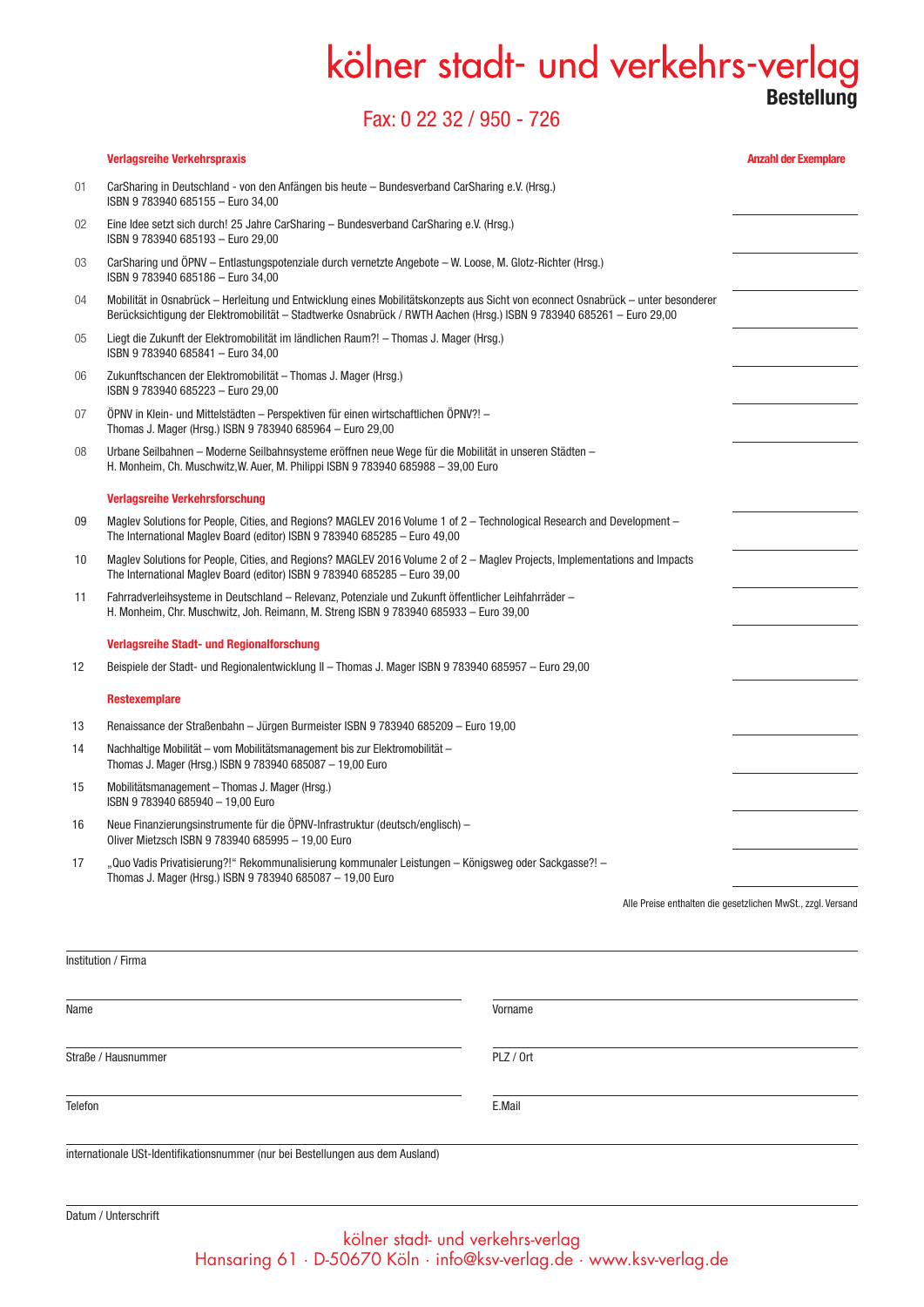# kölner stadt- und verkehrs-verlag

**Bestellung**

Fax: 0 22 32 / 950 - 726

**Verlagsreihe Verkehrspraxis** — **Anzahl der Exemplare**

01 CarSharing in Deutschland - von den Anfängen bis heute – Bundesverband CarSharing e.V. (Hrsg.)
ISBN 9 783940 685155 – Euro 34,00 ____________

02 Eine Idee setzt sich durch! 25 Jahre CarSharing – Bundesverband CarSharing e.V. (Hrsg.)
ISBN 9 783940 685193 – Euro 29,00 ____________

03 CarSharing und ÖPNV – Entlastungspotenziale durch vernetzte Angebote – W. Loose, M. Glotz-Richter (Hrsg.)
ISBN 9 783940 685186 – Euro 34,00 ____________

04 Mobilität in Osnabrück – Herleitung und Entwicklung eines Mobilitätskonzepts aus Sicht von econnect Osnabrück – unter besonderer Berücksichtigung der Elektromobilität – Stadtwerke Osnabrück / RWTH Aachen (Hrsg.) ISBN 9 783940 685261 – Euro 29,00 ____________

05 Liegt die Zukunft der Elektromobilität im ländlichen Raum?! – Thomas J. Mager (Hrsg.)
ISBN 9 783940 685841 – Euro 34,00 ____________

06 Zukunftschancen der Elektromobilität – Thomas J. Mager (Hrsg.)
ISBN 9 783940 685223 – Euro 29,00 ____________

07 ÖPNV in Klein- und Mittelstädten – Perspektiven für einen wirtschaftlichen ÖPNV?! –
Thomas J. Mager (Hrsg.) ISBN 9 783940 685964 – Euro 29,00 ____________

08 Urbane Seilbahnen – Moderne Seilbahnsysteme eröffnen neue Wege für die Mobilität in unseren Städten –
H. Monheim, Ch. Muschwitz,W. Auer, M. Philippi ISBN 9 783940 685988 – 39,00 Euro ____________

**Verlagsreihe Verkehrsforschung**

09 Maglev Solutions for People, Cities, and Regions? MAGLEV 2016 Volume 1 of 2 – Technological Research and Development –
The International Maglev Board (editor) ISBN 9 783940 685285 – Euro 49,00 ____________

10 Maglev Solutions for People, Cities, and Regions? MAGLEV 2016 Volume 2 of 2 – Maglev Projects, Implementations and Impacts
The International Maglev Board (editor) ISBN 9 783940 685285 – Euro 39,00 ____________

11 Fahrradverleihsysteme in Deutschland – Relevanz, Potenziale und Zukunft öffentlicher Leihfahrräder –
H. Monheim, Chr. Muschwitz, Joh. Reimann, M. Streng ISBN 9 783940 685933 – Euro 39,00 ____________

**Verlagsreihe Stadt- und Regionalforschung**

12 Beispiele der Stadt- und Regionalentwicklung II – Thomas J. Mager ISBN 9 783940 685957 – Euro 29,00 ____________

**Restexemplare**

13 Renaissance der Straßenbahn – Jürgen Burmeister ISBN 9 783940 685209 – Euro 19,00 ____________

14 Nachhaltige Mobilität – vom Mobilitätsmanagement bis zur Elektromobilität –
Thomas J. Mager (Hrsg.) ISBN 9 783940 685087 – 19,00 Euro ____________

15 Mobilitätsmanagement – Thomas J. Mager (Hrsg.)
ISBN 9 783940 685940 – 19,00 Euro ____________

16 Neue Finanzierungsinstrumente für die ÖPNV-Infrastruktur (deutsch/englisch) –
Oliver Mietzsch ISBN 9 783940 685995 – 19,00 Euro ____________

17 „Quo Vadis Privatisierung?!“ Rekommunalisierung kommunaler Leistungen – Königsweg oder Sackgasse?! –
Thomas J. Mager (Hrsg.) ISBN 9 783940 685087 – 19,00 Euro ____________

Alle Preise enthalten die gesetzlichen MwSt., zzgl. Versand

Institution / Firma

Name | Vorname

Straße / Hausnummer | PLZ / Ort

Telefon | E.Mail

internationale USt-Identifikationsnummer (nur bei Bestellungen aus dem Ausland)

Datum / Unterschrift

kölner stadt- und verkehrs-verlag
Hansaring 61 · D-50670 Köln · info@ksv-verlag.de · www.ksv-verlag.de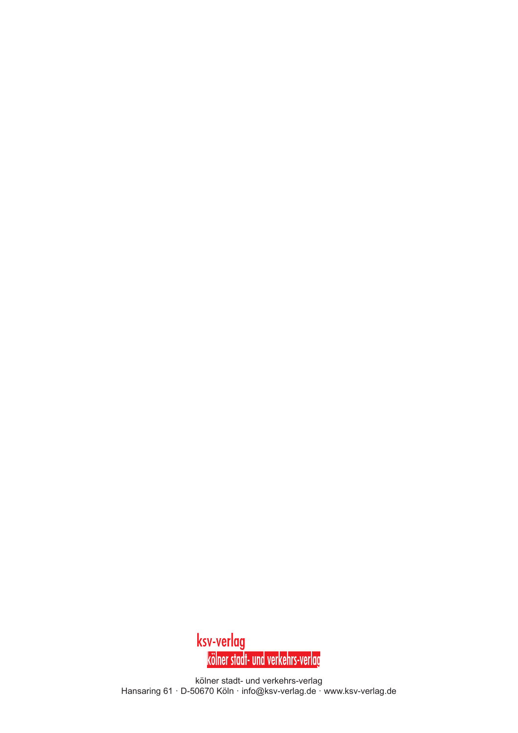ksv-verlag

kölner stadt- und verkehrs-verlag

kölner stadt- und verkehrs-verlag
Hansaring 61 · D-50670 Köln · info@ksv-verlag.de · www.ksv-verlag.de